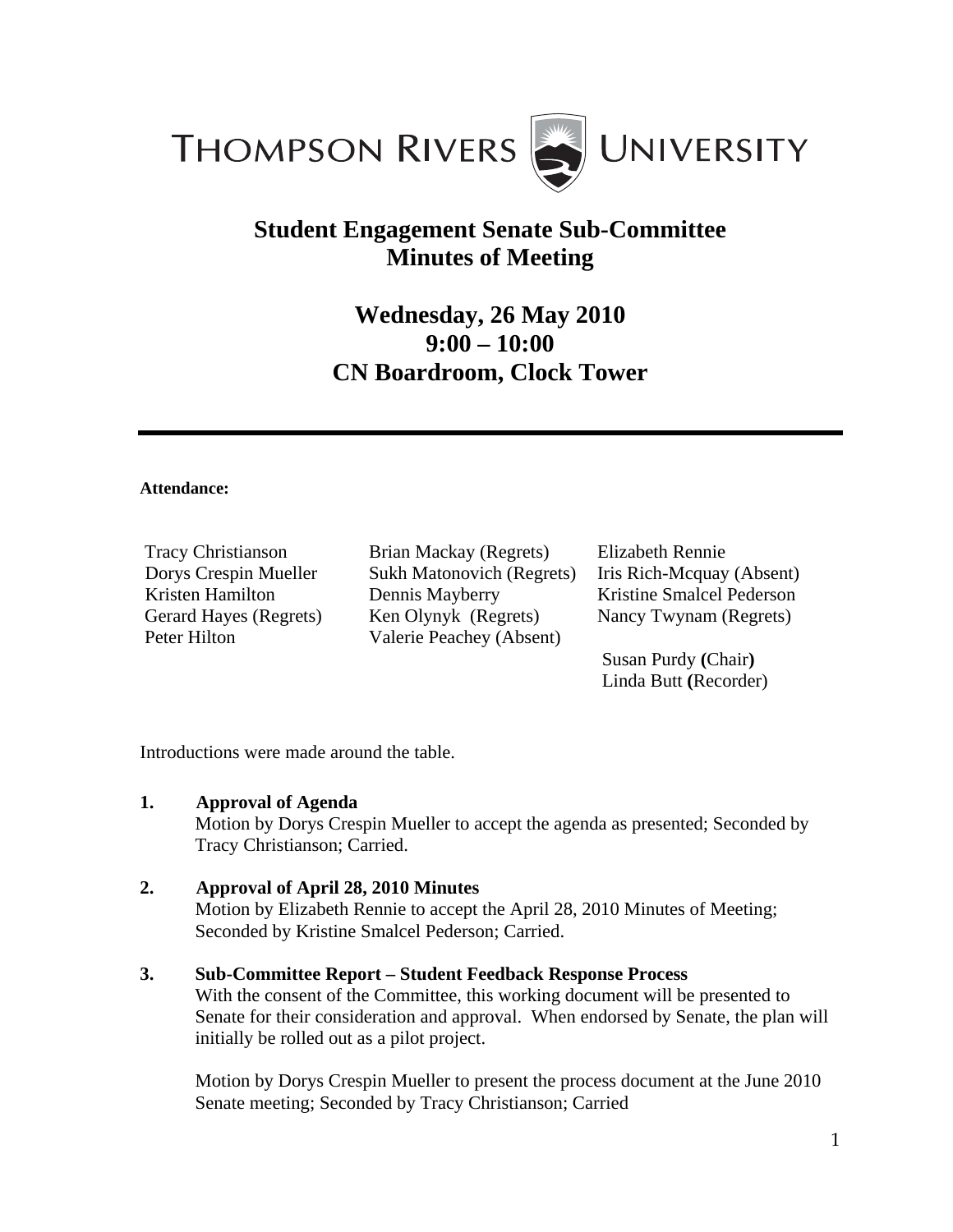THOMPSON RIVERS UNIVERSITY

# Student Engagement Senate Sub-Committee
# Minutes of Meeting

## Wednesday, 26 May 2010
## 9:00 – 10:00
## CN Boardroom, Clock Tower

---

**Attendance:**

Tracy Christianson
Dorys Crespin Mueller
Kristen Hamilton
Gerard Hayes (Regrets)
Peter Hilton
Brian Mackay (Regrets)
Sukh Matonovich (Regrets)
Dennis Mayberry
Ken Olynyk (Regrets)
Valerie Peachey (Absent)
Elizabeth Rennie
Iris Rich-Mcquay (Absent)
Kristine Smalcel Pederson
Nancy Twynam (Regrets)

Susan Purdy **(**Chair**)**
Linda Butt **(**Recorder)

Introductions were made around the table.

**1. Approval of Agenda**

Motion by Dorys Crespin Mueller to accept the agenda as presented; Seconded by Tracy Christianson; Carried.

**2. Approval of April 28, 2010 Minutes**

Motion by Elizabeth Rennie to accept the April 28, 2010 Minutes of Meeting; Seconded by Kristine Smalcel Pederson; Carried.

**3. Sub-Committee Report – Student Feedback Response Process**

With the consent of the Committee, this working document will be presented to Senate for their consideration and approval. When endorsed by Senate, the plan will initially be rolled out as a pilot project.

Motion by Dorys Crespin Mueller to present the process document at the June 2010 Senate meeting; Seconded by Tracy Christianson; Carried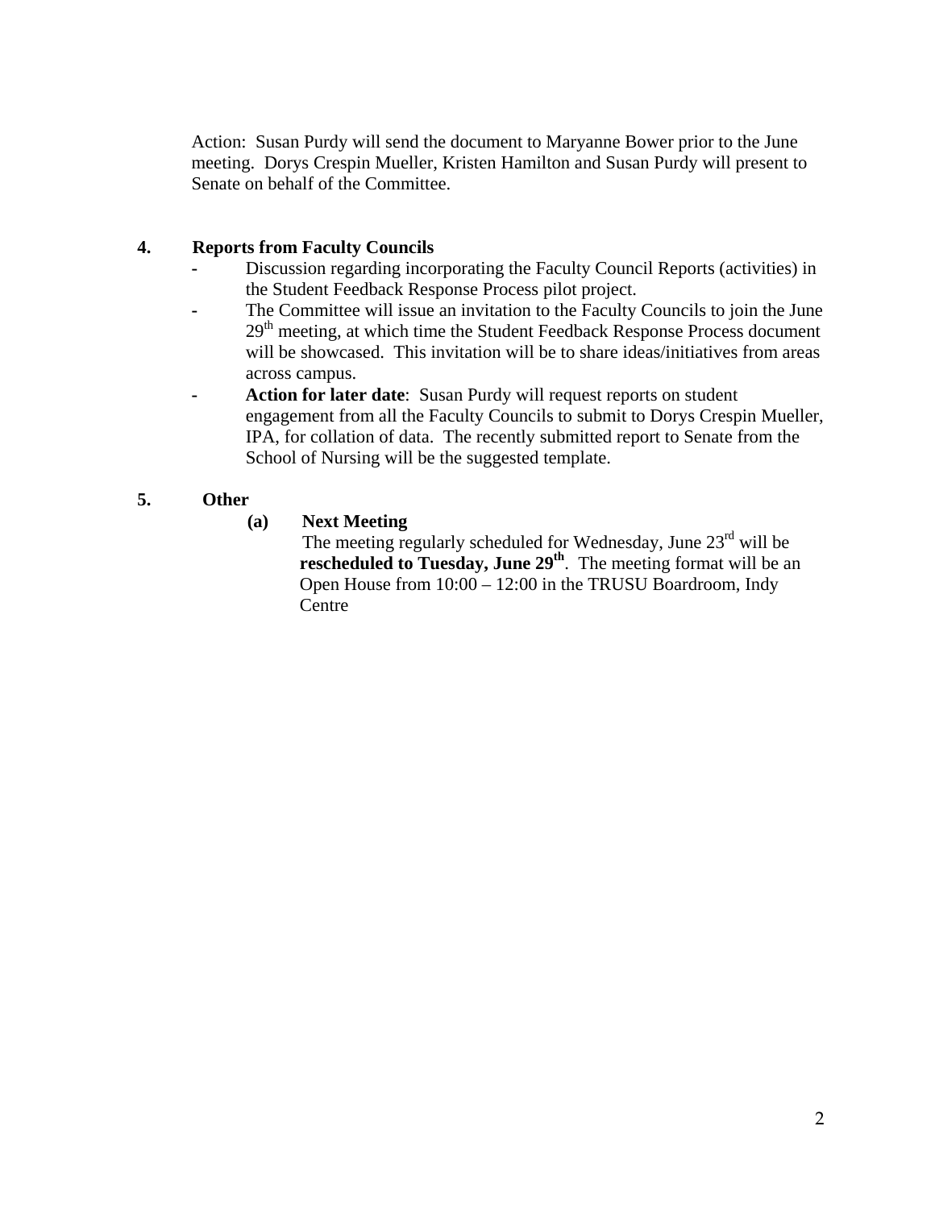Action: Susan Purdy will send the document to Maryanne Bower prior to the June meeting. Dorys Crespin Mueller, Kristen Hamilton and Susan Purdy will present to Senate on behalf of the Committee.

**4. Reports from Faculty Councils**

- Discussion regarding incorporating the Faculty Council Reports (activities) in the Student Feedback Response Process pilot project.
- The Committee will issue an invitation to the Faculty Councils to join the June 29th meeting, at which time the Student Feedback Response Process document will be showcased. This invitation will be to share ideas/initiatives from areas across campus.
- **Action for later date**: Susan Purdy will request reports on student engagement from all the Faculty Councils to submit to Dorys Crespin Mueller, IPA, for collation of data. The recently submitted report to Senate from the School of Nursing will be the suggested template.

**5. Other**

**(a) Next Meeting**

The meeting regularly scheduled for Wednesday, June 23rd will be **rescheduled to Tuesday, June 29th**. The meeting format will be an Open House from 10:00 – 12:00 in the TRUSU Boardroom, Indy Centre